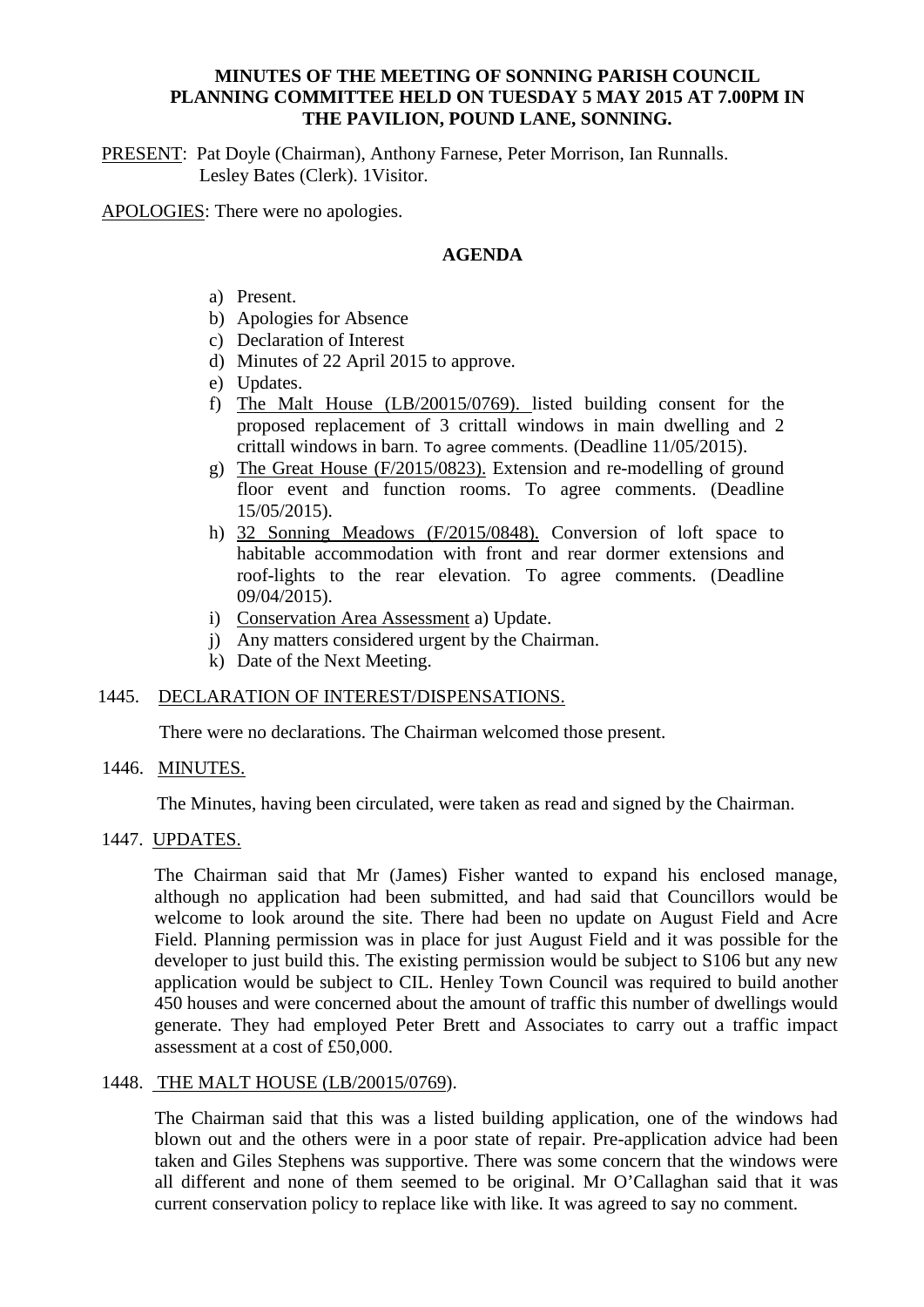**MINUTES OF THE MEETING OF SONNING PARISH COUNCIL PLANNING COMMITTEE HELD ON TUESDAY 5 MAY 2015 AT 7.00PM IN THE PAVILION, POUND LANE, SONNING.**

PRESENT: Pat Doyle (Chairman), Anthony Farnese, Peter Morrison, Ian Runnalls. Lesley Bates (Clerk). 1Visitor.

APOLOGIES: There were no apologies.

## AGENDA

a) Present.
b) Apologies for Absence
c) Declaration of Interest
d) Minutes of 22 April 2015 to approve.
e) Updates.
f) The Malt House (LB/20015/0769). listed building consent for the proposed replacement of 3 crittall windows in main dwelling and 2 crittall windows in barn. To agree comments. (Deadline 11/05/2015).
g) The Great House (F/2015/0823). Extension and re-modelling of ground floor event and function rooms. To agree comments. (Deadline 15/05/2015).
h) 32 Sonning Meadows (F/2015/0848). Conversion of loft space to habitable accommodation with front and rear dormer extensions and roof-lights to the rear elevation. To agree comments. (Deadline 09/04/2015).
i) Conservation Area Assessment a) Update.
j) Any matters considered urgent by the Chairman.
k) Date of the Next Meeting.

1445. DECLARATION OF INTEREST/DISPENSATIONS.

There were no declarations. The Chairman welcomed those present.

1446. MINUTES.

The Minutes, having been circulated, were taken as read and signed by the Chairman.

1447. UPDATES.

The Chairman said that Mr (James) Fisher wanted to expand his enclosed manage, although no application had been submitted, and had said that Councillors would be welcome to look around the site. There had been no update on August Field and Acre Field. Planning permission was in place for just August Field and it was possible for the developer to just build this. The existing permission would be subject to S106 but any new application would be subject to CIL. Henley Town Council was required to build another 450 houses and were concerned about the amount of traffic this number of dwellings would generate. They had employed Peter Brett and Associates to carry out a traffic impact assessment at a cost of £50,000.

1448. THE MALT HOUSE (LB/20015/0769).

The Chairman said that this was a listed building application, one of the windows had blown out and the others were in a poor state of repair. Pre-application advice had been taken and Giles Stephens was supportive. There was some concern that the windows were all different and none of them seemed to be original. Mr O'Callaghan said that it was current conservation policy to replace like with like. It was agreed to say no comment.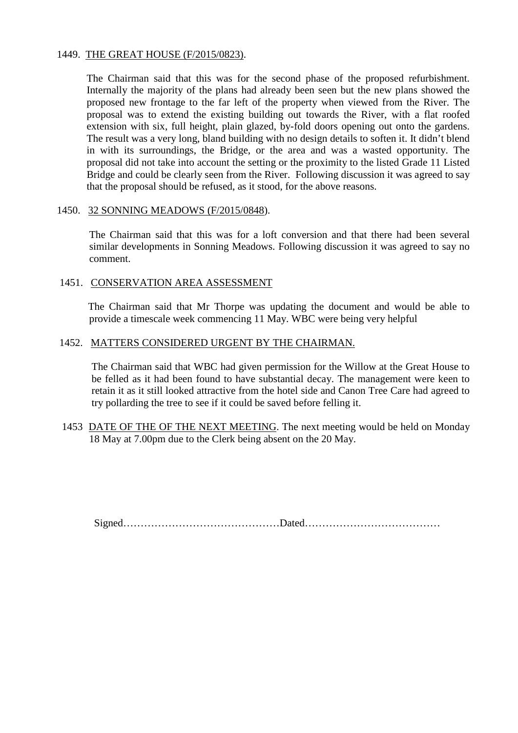1449. <u>THE GREAT HOUSE (F/2015/0823)</u>.

The Chairman said that this was for the second phase of the proposed refurbishment. Internally the majority of the plans had already been seen but the new plans showed the proposed new frontage to the far left of the property when viewed from the River. The proposal was to extend the existing building out towards the River, with a flat roofed extension with six, full height, plain glazed, by-fold doors opening out onto the gardens. The result was a very long, bland building with no design details to soften it. It didn't blend in with its surroundings, the Bridge, or the area and was a wasted opportunity. The proposal did not take into account the setting or the proximity to the listed Grade 11 Listed Bridge and could be clearly seen from the River. Following discussion it was agreed to say that the proposal should be refused, as it stood, for the above reasons.

1450. <u>32 SONNING MEADOWS (F/2015/0848)</u>.

The Chairman said that this was for a loft conversion and that there had been several similar developments in Sonning Meadows. Following discussion it was agreed to say no comment.

1451. <u>CONSERVATION AREA ASSESSMENT</u>

The Chairman said that Mr Thorpe was updating the document and would be able to provide a timescale week commencing 11 May. WBC were being very helpful

1452. <u>MATTERS CONSIDERED URGENT BY THE CHAIRMAN.</u>

The Chairman said that WBC had given permission for the Willow at the Great House to be felled as it had been found to have substantial decay. The management were keen to retain it as it still looked attractive from the hotel side and Canon Tree Care had agreed to try pollarding the tree to see if it could be saved before felling it.

1453 <u>DATE OF THE OF THE NEXT MEETING</u>. The next meeting would be held on Monday 18 May at 7.00pm due to the Clerk being absent on the 20 May.

Signed………………………………………Dated…………………………………